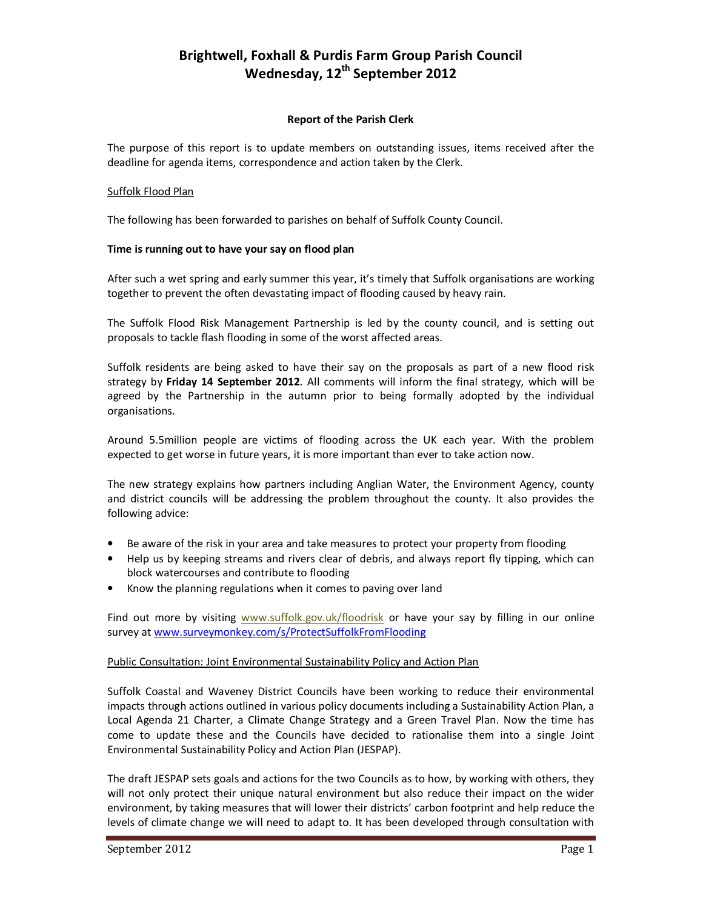# Brightwell, Foxhall & Purdis Farm Group Parish Council
# Wednesday, 12th September 2012

**Report of the Parish Clerk**

The purpose of this report is to update members on outstanding issues, items received after the deadline for agenda items, correspondence and action taken by the Clerk.

## Suffolk Flood Plan

The following has been forwarded to parishes on behalf of Suffolk County Council.

**Time is running out to have your say on flood plan**

After such a wet spring and early summer this year, it's timely that Suffolk organisations are working together to prevent the often devastating impact of flooding caused by heavy rain.

The Suffolk Flood Risk Management Partnership is led by the county council, and is setting out proposals to tackle flash flooding in some of the worst affected areas.

Suffolk residents are being asked to have their say on the proposals as part of a new flood risk strategy by **Friday 14 September 2012**. All comments will inform the final strategy, which will be agreed by the Partnership in the autumn prior to being formally adopted by the individual organisations.

Around 5.5million people are victims of flooding across the UK each year. With the problem expected to get worse in future years, it is more important than ever to take action now.

The new strategy explains how partners including Anglian Water, the Environment Agency, county and district councils will be addressing the problem throughout the county. It also provides the following advice:

- Be aware of the risk in your area and take measures to protect your property from flooding
- Help us by keeping streams and rivers clear of debris, and always report fly tipping, which can block watercourses and contribute to flooding
- Know the planning regulations when it comes to paving over land

Find out more by visiting www.suffolk.gov.uk/floodrisk or have your say by filling in our online survey at www.surveymonkey.com/s/ProtectSuffolkFromFlooding

## Public Consultation: Joint Environmental Sustainability Policy and Action Plan

Suffolk Coastal and Waveney District Councils have been working to reduce their environmental impacts through actions outlined in various policy documents including a Sustainability Action Plan, a Local Agenda 21 Charter, a Climate Change Strategy and a Green Travel Plan. Now the time has come to update these and the Councils have decided to rationalise them into a single Joint Environmental Sustainability Policy and Action Plan (JESPAP).

The draft JESPAP sets goals and actions for the two Councils as to how, by working with others, they will not only protect their unique natural environment but also reduce their impact on the wider environment, by taking measures that will lower their districts' carbon footprint and help reduce the levels of climate change we will need to adapt to. It has been developed through consultation with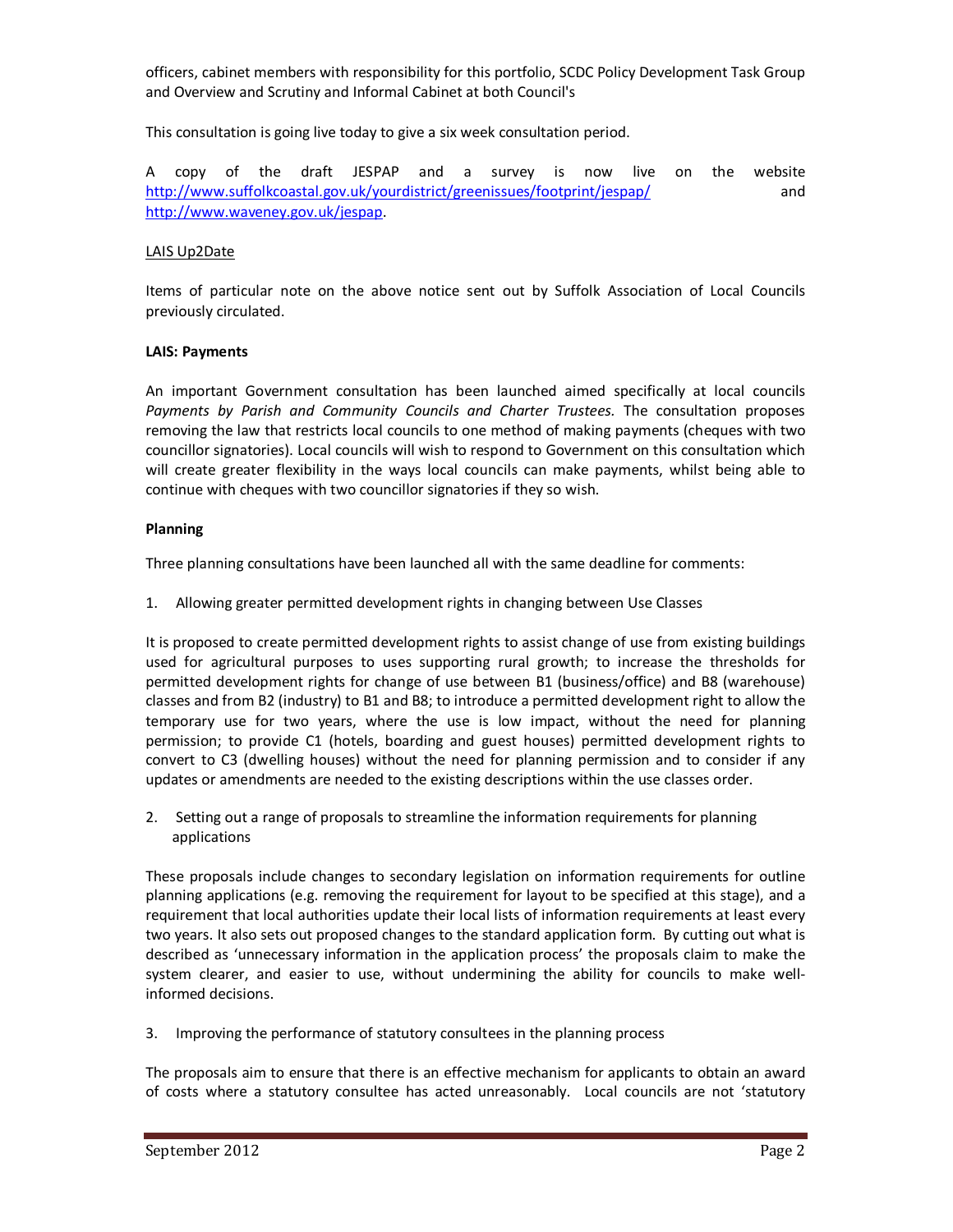officers, cabinet members with responsibility for this portfolio, SCDC Policy Development Task Group and Overview and Scrutiny and Informal Cabinet at both Council's

This consultation is going live today to give a six week consultation period.

A copy of the draft JESPAP and a survey is now live on the website http://www.suffolkcoastal.gov.uk/yourdistrict/greenissues/footprint/jespap/ and http://www.waveney.gov.uk/jespap.

LAIS Up2Date

Items of particular note on the above notice sent out by Suffolk Association of Local Councils previously circulated.

**LAIS: Payments**

An important Government consultation has been launched aimed specifically at local councils *Payments by Parish and Community Councils and Charter Trustees.* The consultation proposes removing the law that restricts local councils to one method of making payments (cheques with two councillor signatories). Local councils will wish to respond to Government on this consultation which will create greater flexibility in the ways local councils can make payments, whilst being able to continue with cheques with two councillor signatories if they so wish.

**Planning**

Three planning consultations have been launched all with the same deadline for comments:

1. Allowing greater permitted development rights in changing between Use Classes

It is proposed to create permitted development rights to assist change of use from existing buildings used for agricultural purposes to uses supporting rural growth; to increase the thresholds for permitted development rights for change of use between B1 (business/office) and B8 (warehouse) classes and from B2 (industry) to B1 and B8; to introduce a permitted development right to allow the temporary use for two years, where the use is low impact, without the need for planning permission; to provide C1 (hotels, boarding and guest houses) permitted development rights to convert to C3 (dwelling houses) without the need for planning permission and to consider if any updates or amendments are needed to the existing descriptions within the use classes order.

2. Setting out a range of proposals to streamline the information requirements for planning applications

These proposals include changes to secondary legislation on information requirements for outline planning applications (e.g. removing the requirement for layout to be specified at this stage), and a requirement that local authorities update their local lists of information requirements at least every two years. It also sets out proposed changes to the standard application form. By cutting out what is described as 'unnecessary information in the application process' the proposals claim to make the system clearer, and easier to use, without undermining the ability for councils to make well-informed decisions.

3. Improving the performance of statutory consultees in the planning process

The proposals aim to ensure that there is an effective mechanism for applicants to obtain an award of costs where a statutory consultee has acted unreasonably. Local councils are not 'statutory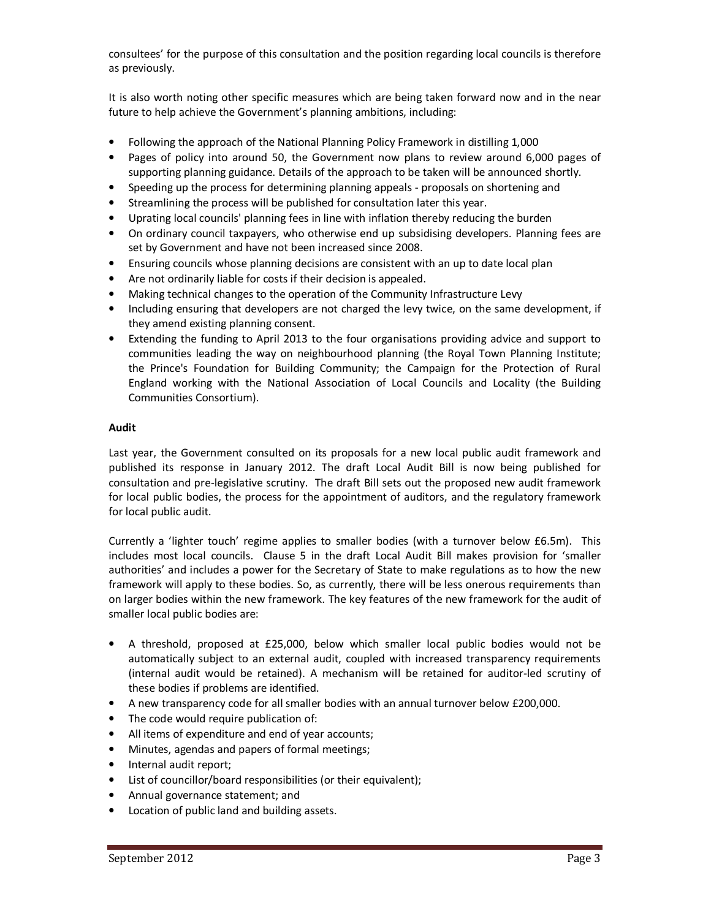consultees' for the purpose of this consultation and the position regarding local councils is therefore as previously.

It is also worth noting other specific measures which are being taken forward now and in the near future to help achieve the Government's planning ambitions, including:

- Following the approach of the National Planning Policy Framework in distilling 1,000
- Pages of policy into around 50, the Government now plans to review around 6,000 pages of supporting planning guidance. Details of the approach to be taken will be announced shortly.
- Speeding up the process for determining planning appeals - proposals on shortening and
- Streamlining the process will be published for consultation later this year.
- Uprating local councils' planning fees in line with inflation thereby reducing the burden
- On ordinary council taxpayers, who otherwise end up subsidising developers. Planning fees are set by Government and have not been increased since 2008.
- Ensuring councils whose planning decisions are consistent with an up to date local plan
- Are not ordinarily liable for costs if their decision is appealed.
- Making technical changes to the operation of the Community Infrastructure Levy
- Including ensuring that developers are not charged the levy twice, on the same development, if they amend existing planning consent.
- Extending the funding to April 2013 to the four organisations providing advice and support to communities leading the way on neighbourhood planning (the Royal Town Planning Institute; the Prince's Foundation for Building Community; the Campaign for the Protection of Rural England working with the National Association of Local Councils and Locality (the Building Communities Consortium).

**Audit**

Last year, the Government consulted on its proposals for a new local public audit framework and published its response in January 2012. The draft Local Audit Bill is now being published for consultation and pre-legislative scrutiny. The draft Bill sets out the proposed new audit framework for local public bodies, the process for the appointment of auditors, and the regulatory framework for local public audit.

Currently a 'lighter touch' regime applies to smaller bodies (with a turnover below £6.5m). This includes most local councils. Clause 5 in the draft Local Audit Bill makes provision for 'smaller authorities' and includes a power for the Secretary of State to make regulations as to how the new framework will apply to these bodies. So, as currently, there will be less onerous requirements than on larger bodies within the new framework. The key features of the new framework for the audit of smaller local public bodies are:

- A threshold, proposed at £25,000, below which smaller local public bodies would not be automatically subject to an external audit, coupled with increased transparency requirements (internal audit would be retained). A mechanism will be retained for auditor-led scrutiny of these bodies if problems are identified.
- A new transparency code for all smaller bodies with an annual turnover below £200,000.
- The code would require publication of:
- All items of expenditure and end of year accounts;
- Minutes, agendas and papers of formal meetings;
- Internal audit report;
- List of councillor/board responsibilities (or their equivalent);
- Annual governance statement; and
- Location of public land and building assets.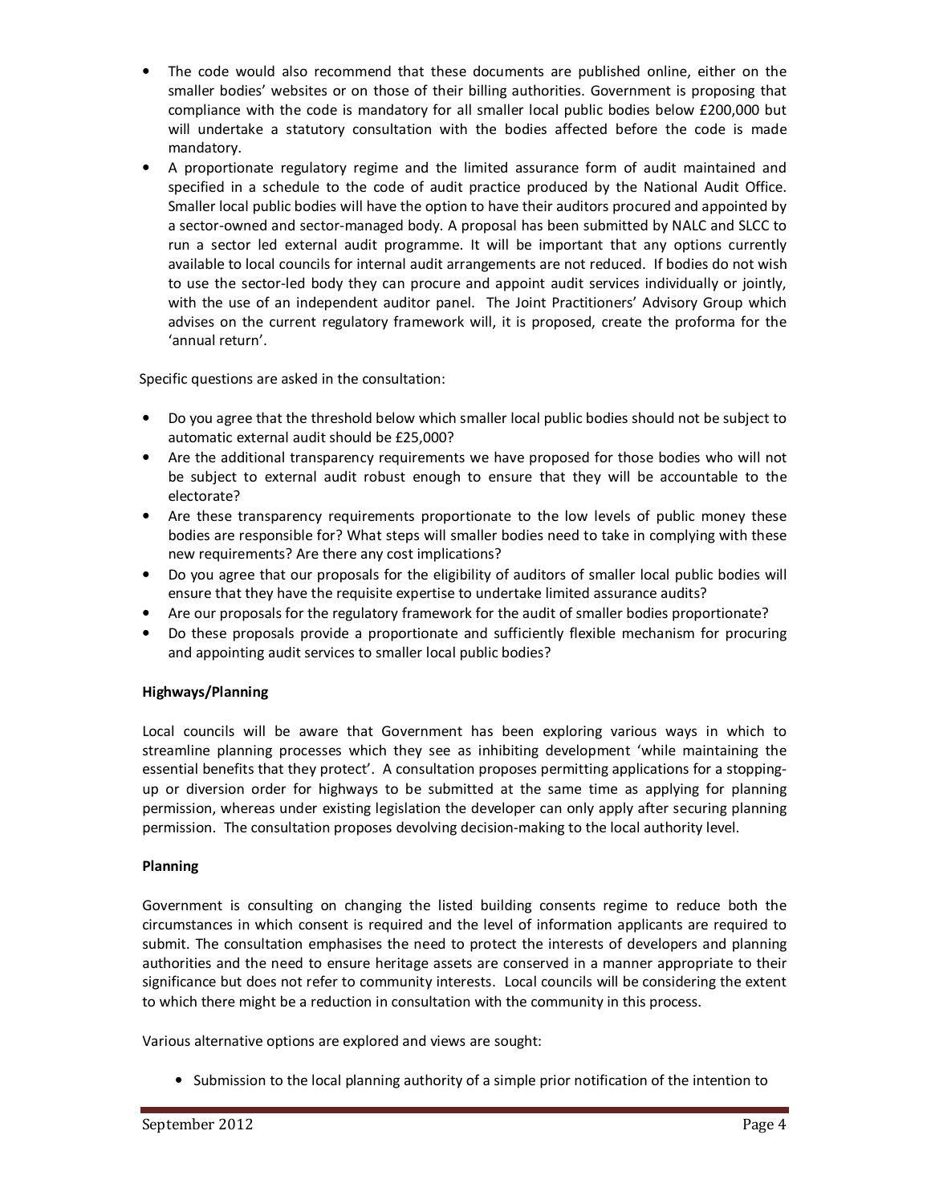- The code would also recommend that these documents are published online, either on the smaller bodies' websites or on those of their billing authorities. Government is proposing that compliance with the code is mandatory for all smaller local public bodies below £200,000 but will undertake a statutory consultation with the bodies affected before the code is made mandatory.
- A proportionate regulatory regime and the limited assurance form of audit maintained and specified in a schedule to the code of audit practice produced by the National Audit Office. Smaller local public bodies will have the option to have their auditors procured and appointed by a sector-owned and sector-managed body. A proposal has been submitted by NALC and SLCC to run a sector led external audit programme. It will be important that any options currently available to local councils for internal audit arrangements are not reduced. If bodies do not wish to use the sector-led body they can procure and appoint audit services individually or jointly, with the use of an independent auditor panel. The Joint Practitioners' Advisory Group which advises on the current regulatory framework will, it is proposed, create the proforma for the 'annual return'.

Specific questions are asked in the consultation:

- Do you agree that the threshold below which smaller local public bodies should not be subject to automatic external audit should be £25,000?
- Are the additional transparency requirements we have proposed for those bodies who will not be subject to external audit robust enough to ensure that they will be accountable to the electorate?
- Are these transparency requirements proportionate to the low levels of public money these bodies are responsible for? What steps will smaller bodies need to take in complying with these new requirements? Are there any cost implications?
- Do you agree that our proposals for the eligibility of auditors of smaller local public bodies will ensure that they have the requisite expertise to undertake limited assurance audits?
- Are our proposals for the regulatory framework for the audit of smaller bodies proportionate?
- Do these proposals provide a proportionate and sufficiently flexible mechanism for procuring and appointing audit services to smaller local public bodies?

**Highways/Planning**

Local councils will be aware that Government has been exploring various ways in which to streamline planning processes which they see as inhibiting development 'while maintaining the essential benefits that they protect'. A consultation proposes permitting applications for a stopping-up or diversion order for highways to be submitted at the same time as applying for planning permission, whereas under existing legislation the developer can only apply after securing planning permission. The consultation proposes devolving decision-making to the local authority level.

**Planning**

Government is consulting on changing the listed building consents regime to reduce both the circumstances in which consent is required and the level of information applicants are required to submit. The consultation emphasises the need to protect the interests of developers and planning authorities and the need to ensure heritage assets are conserved in a manner appropriate to their significance but does not refer to community interests. Local councils will be considering the extent to which there might be a reduction in consultation with the community in this process.

Various alternative options are explored and views are sought:

- Submission to the local planning authority of a simple prior notification of the intention to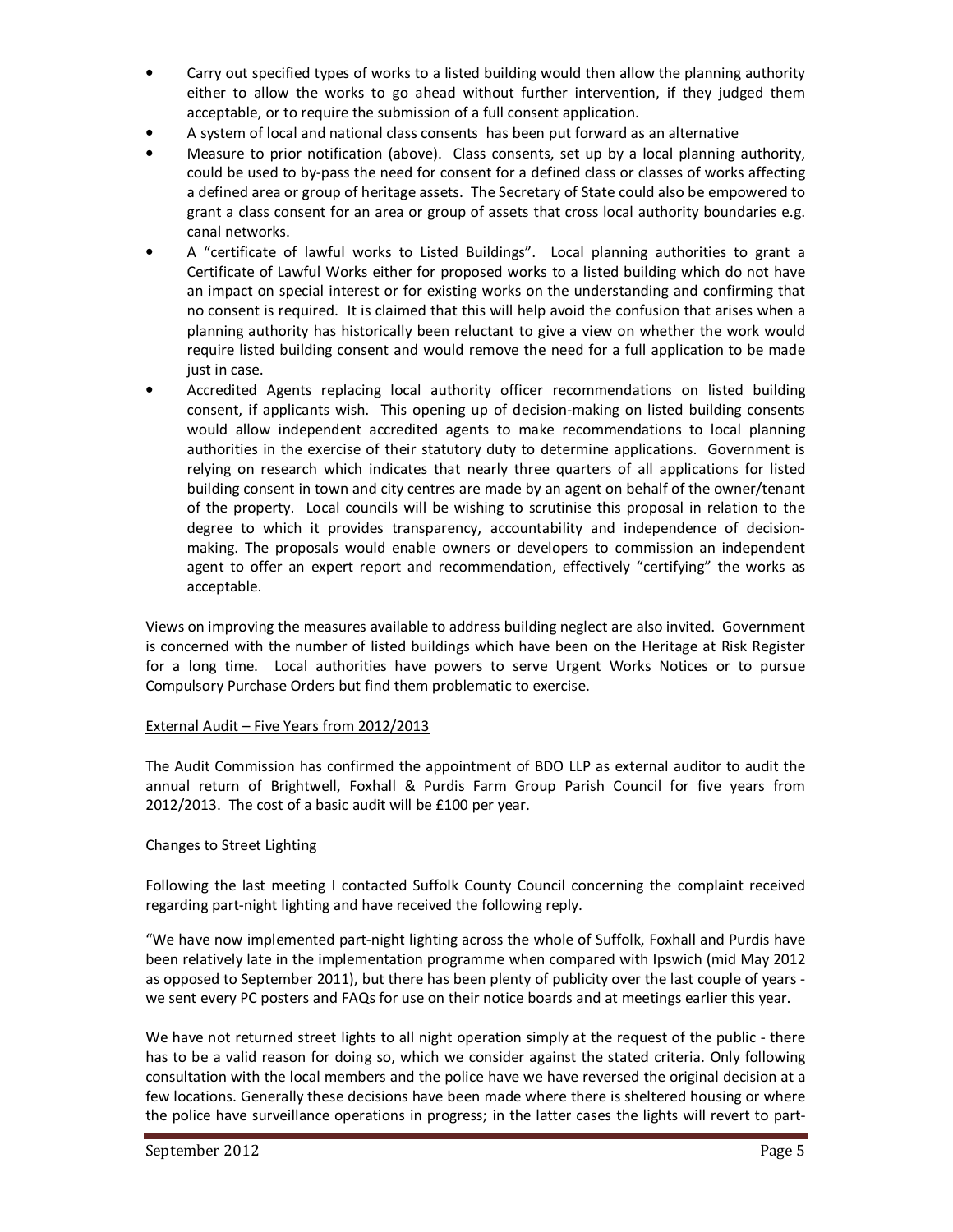- Carry out specified types of works to a listed building would then allow the planning authority either to allow the works to go ahead without further intervention, if they judged them acceptable, or to require the submission of a full consent application.
- A system of local and national class consents has been put forward as an alternative
- Measure to prior notification (above). Class consents, set up by a local planning authority, could be used to by-pass the need for consent for a defined class or classes of works affecting a defined area or group of heritage assets. The Secretary of State could also be empowered to grant a class consent for an area or group of assets that cross local authority boundaries e.g. canal networks.
- A "certificate of lawful works to Listed Buildings". Local planning authorities to grant a Certificate of Lawful Works either for proposed works to a listed building which do not have an impact on special interest or for existing works on the understanding and confirming that no consent is required. It is claimed that this will help avoid the confusion that arises when a planning authority has historically been reluctant to give a view on whether the work would require listed building consent and would remove the need for a full application to be made just in case.
- Accredited Agents replacing local authority officer recommendations on listed building consent, if applicants wish. This opening up of decision-making on listed building consents would allow independent accredited agents to make recommendations to local planning authorities in the exercise of their statutory duty to determine applications. Government is relying on research which indicates that nearly three quarters of all applications for listed building consent in town and city centres are made by an agent on behalf of the owner/tenant of the property. Local councils will be wishing to scrutinise this proposal in relation to the degree to which it provides transparency, accountability and independence of decision-making. The proposals would enable owners or developers to commission an independent agent to offer an expert report and recommendation, effectively "certifying" the works as acceptable.

Views on improving the measures available to address building neglect are also invited. Government is concerned with the number of listed buildings which have been on the Heritage at Risk Register for a long time. Local authorities have powers to serve Urgent Works Notices or to pursue Compulsory Purchase Orders but find them problematic to exercise.

## External Audit – Five Years from 2012/2013

The Audit Commission has confirmed the appointment of BDO LLP as external auditor to audit the annual return of Brightwell, Foxhall & Purdis Farm Group Parish Council for five years from 2012/2013. The cost of a basic audit will be £100 per year.

## Changes to Street Lighting

Following the last meeting I contacted Suffolk County Council concerning the complaint received regarding part-night lighting and have received the following reply.

"We have now implemented part-night lighting across the whole of Suffolk, Foxhall and Purdis have been relatively late in the implementation programme when compared with Ipswich (mid May 2012 as opposed to September 2011), but there has been plenty of publicity over the last couple of years - we sent every PC posters and FAQs for use on their notice boards and at meetings earlier this year.

We have not returned street lights to all night operation simply at the request of the public - there has to be a valid reason for doing so, which we consider against the stated criteria. Only following consultation with the local members and the police have we have reversed the original decision at a few locations. Generally these decisions have been made where there is sheltered housing or where the police have surveillance operations in progress; in the latter cases the lights will revert to part-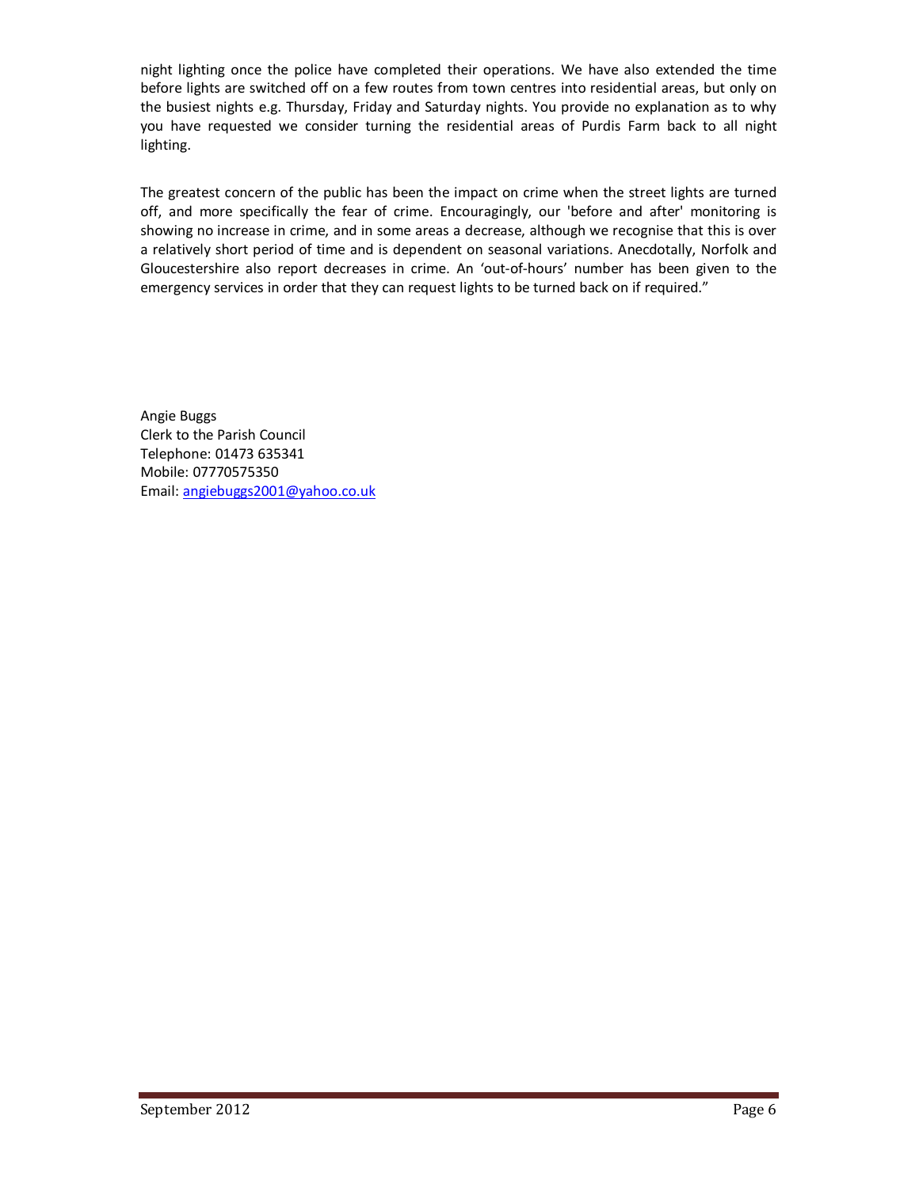night lighting once the police have completed their operations. We have also extended the time before lights are switched off on a few routes from town centres into residential areas, but only on the busiest nights e.g. Thursday, Friday and Saturday nights. You provide no explanation as to why you have requested we consider turning the residential areas of Purdis Farm back to all night lighting.

The greatest concern of the public has been the impact on crime when the street lights are turned off, and more specifically the fear of crime. Encouragingly, our 'before and after' monitoring is showing no increase in crime, and in some areas a decrease, although we recognise that this is over a relatively short period of time and is dependent on seasonal variations. Anecdotally, Norfolk and Gloucestershire also report decreases in crime. An 'out-of-hours' number has been given to the emergency services in order that they can request lights to be turned back on if required."

Angie Buggs
Clerk to the Parish Council
Telephone: 01473 635341
Mobile: 07770575350
Email: angiebuggs2001@yahoo.co.uk